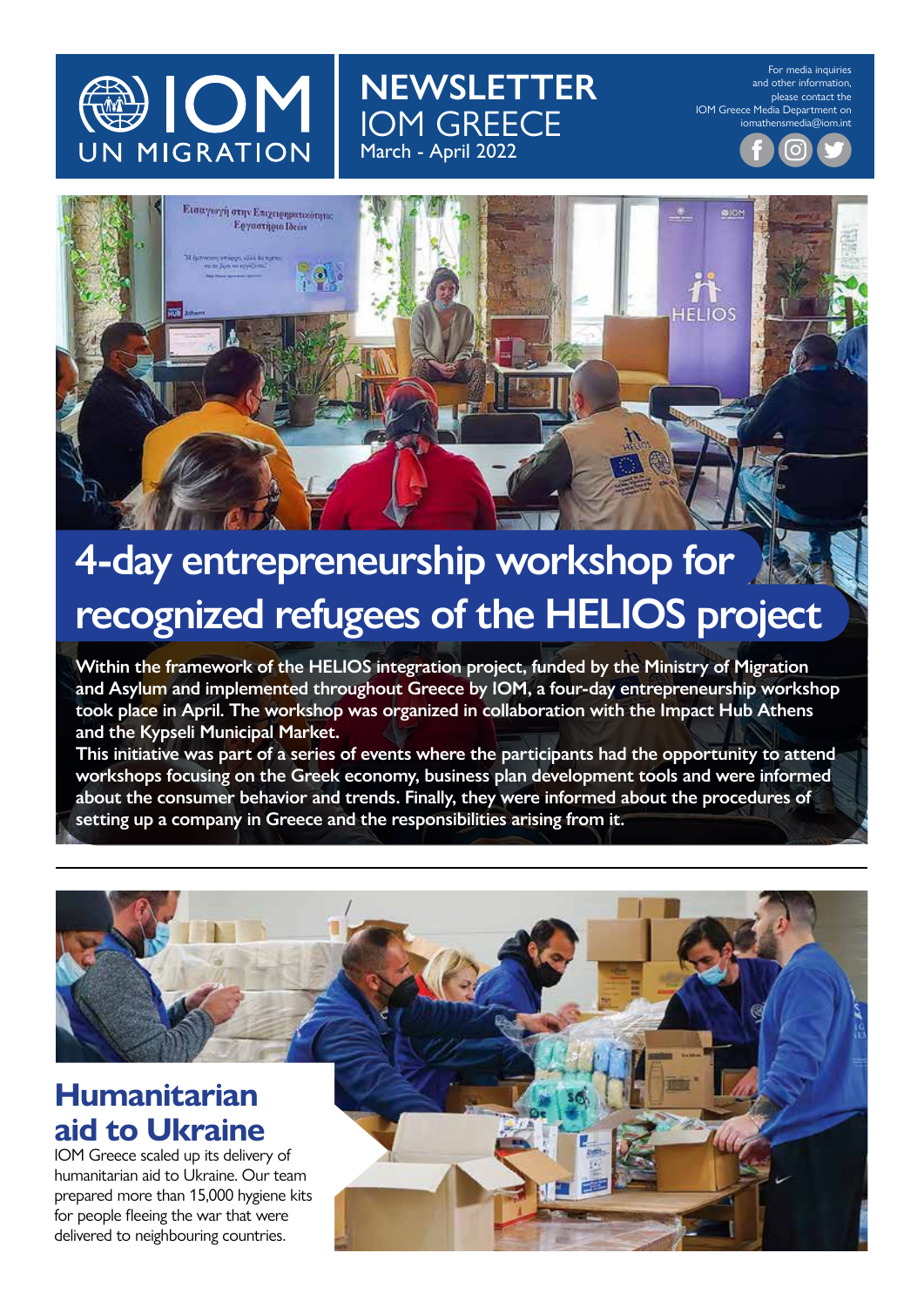# NEWSLETTER IOM GREECE

March - April 2022

For media inquiries and other information, please contact the IOM Greece Media Department on iomathensmedia@iom.int

## 4-day entrepreneurship workshop for recognized refugees of the HELIOS project

**Within the framework of the HELIOS integration project, funded by the Ministry of Migration and Asylum and implemented throughout Greece by IOM, a four-day entrepreneurship workshop took place in April. The workshop was organized in collaboration with the Impact Hub Athens and the Kypseli Municipal Market.**

**This initiative was part of a series of events where the participants had the opportunity to attend workshops focusing on the Greek economy, business plan development tools and were informed about the consumer behavior and trends. Finally, they were informed about the procedures of setting up a company in Greece and the responsibilities arising from it.**

## Humanitarian aid to Ukraine

IOM Greece scaled up its delivery of humanitarian aid to Ukraine. Our team prepared more than 15,000 hygiene kits for people fleeing the war that were delivered to neighbouring countries.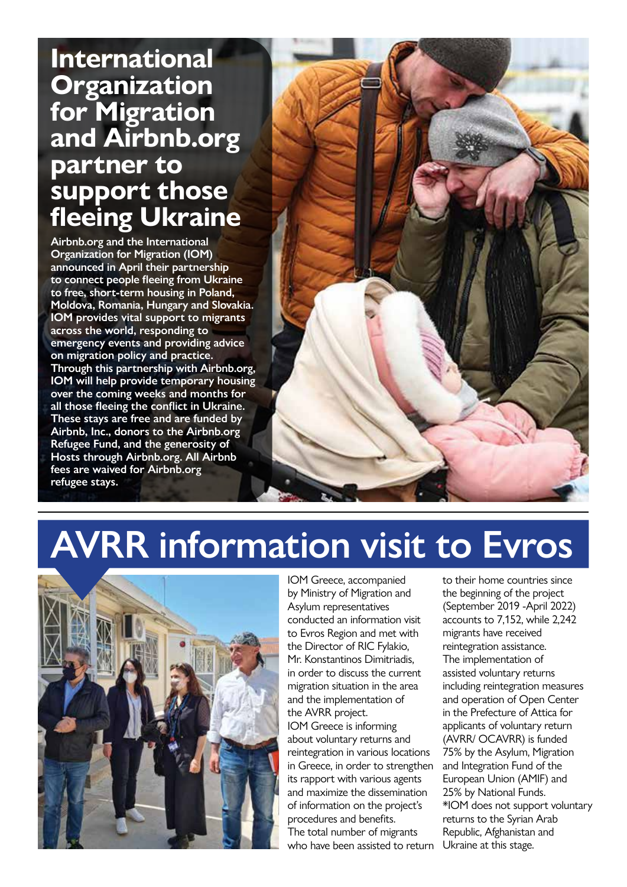# International Organization for Migration and Airbnb.org partner to support those fleeing Ukraine

**Airbnb.org and the International Organization for Migration (IOM) announced in April their partnership to connect people fleeing from Ukraine to free, short-term housing in Poland, Moldova, Romania, Hungary and Slovakia. IOM provides vital support to migrants across the world, responding to emergency events and providing advice on migration policy and practice. Through this partnership with Airbnb.org, IOM will help provide temporary housing over the coming weeks and months for all those fleeing the conflict in Ukraine. These stays are free and are funded by Airbnb, Inc., donors to the Airbnb.org Refugee Fund, and the generosity of Hosts through Airbnb.org. All Airbnb fees are waived for Airbnb.org refugee stays.**

# AVRR information visit to Evros

IOM Greece, accompanied by Ministry of Migration and Asylum representatives conducted an information visit to Evros Region and met with the Director of RIC Fylakio, Mr. Konstantinos Dimitriadis, in order to discuss the current migration situation in the area and the implementation of the AVRR project.

IOM Greece is informing about voluntary returns and reintegration in various locations in Greece, in order to strengthen its rapport with various agents and maximize the dissemination of information on the project's procedures and benefits.

The total number of migrants who have been assisted to return to their home countries since the beginning of the project (September 2019 -April 2022) accounts to 7,152, while 2,242 migrants have received reintegration assistance.

The implementation of assisted voluntary returns including reintegration measures and operation of Open Center in the Prefecture of Attica for applicants of voluntary return (AVRR/ OCAVRR) is funded 75% by the Asylum, Migration and Integration Fund of the European Union (AMIF) and 25% by National Funds.

*IOM does not support voluntary returns to the Syrian Arab Republic, Afghanistan and Ukraine at this stage.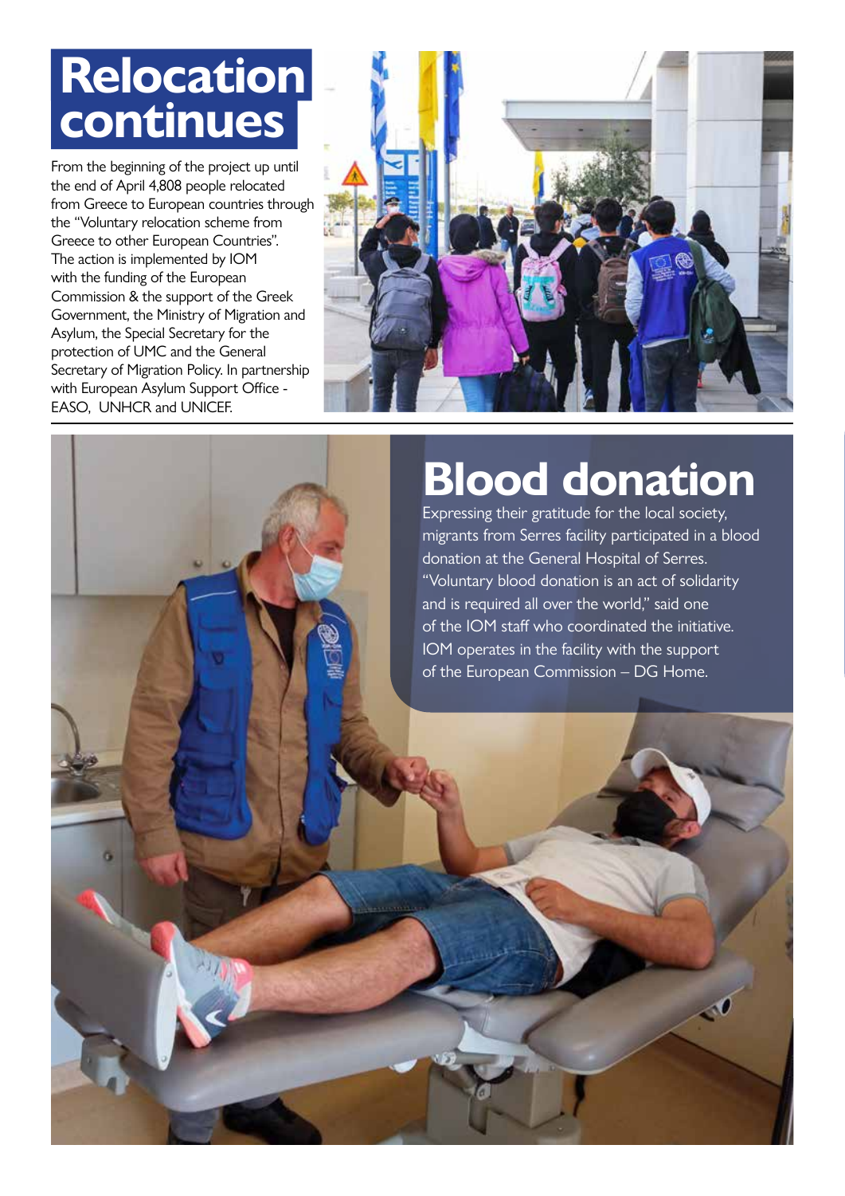# Relocation continues

From the beginning of the project up until the end of April 4,808 people relocated from Greece to European countries through the "Voluntary relocation scheme from Greece to other European Countries". The action is implemented by IOM with the funding of the European Commission & the support of the Greek Government, the Ministry of Migration and Asylum, the Special Secretary for the protection of UMC and the General Secretary of Migration Policy. In partnership with European Asylum Support Office - EASO, UNHCR and UNICEF.

# Blood donation

Expressing their gratitude for the local society, migrants from Serres facility participated in a blood donation at the General Hospital of Serres. "Voluntary blood donation is an act of solidarity and is required all over the world," said one of the IOM staff who coordinated the initiative. IOM operates in the facility with the support of the European Commission – DG Home.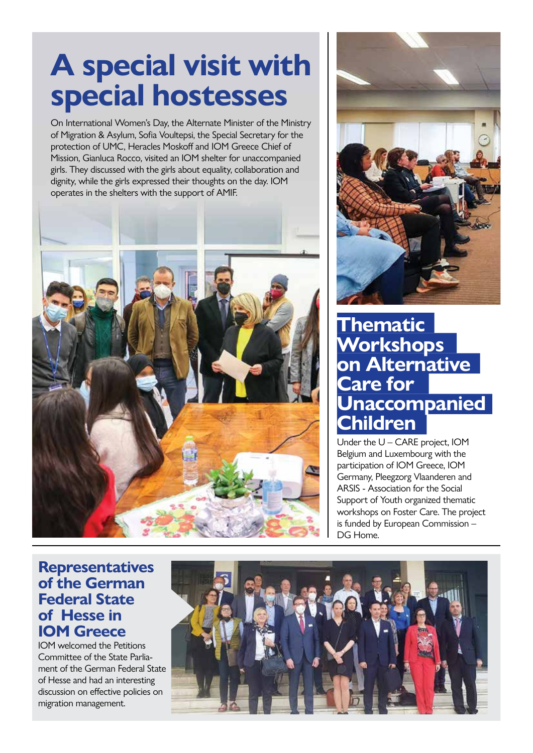# A special visit with special hostesses

On International Women's Day, the Alternate Minister of the Ministry of Migration & Asylum, Sofia Voultepsi, the Special Secretary for the protection of UMC, Heracles Moskoff and IOM Greece Chief of Mission, Gianluca Rocco, visited an IOM shelter for unaccompanied girls. They discussed with the girls about equality, collaboration and dignity, while the girls expressed their thoughts on the day. IOM operates in the shelters with the support of AMIF.

# Thematic Workshops on Alternative Care for Unaccompanied Children

Under the U – CARE project, IOM Belgium and Luxembourg with the participation of IOM Greece, IOM Germany, Pleegzorg Vlaanderen and ARSIS - Association for the Social Support of Youth organized thematic workshops on Foster Care. The project is funded by European Commission – DG Home.

## Representatives of the German Federal State of Hesse in IOM Greece

IOM welcomed the Petitions Committee of the State Parliament of the German Federal State of Hesse and had an interesting discussion on effective policies on migration management.